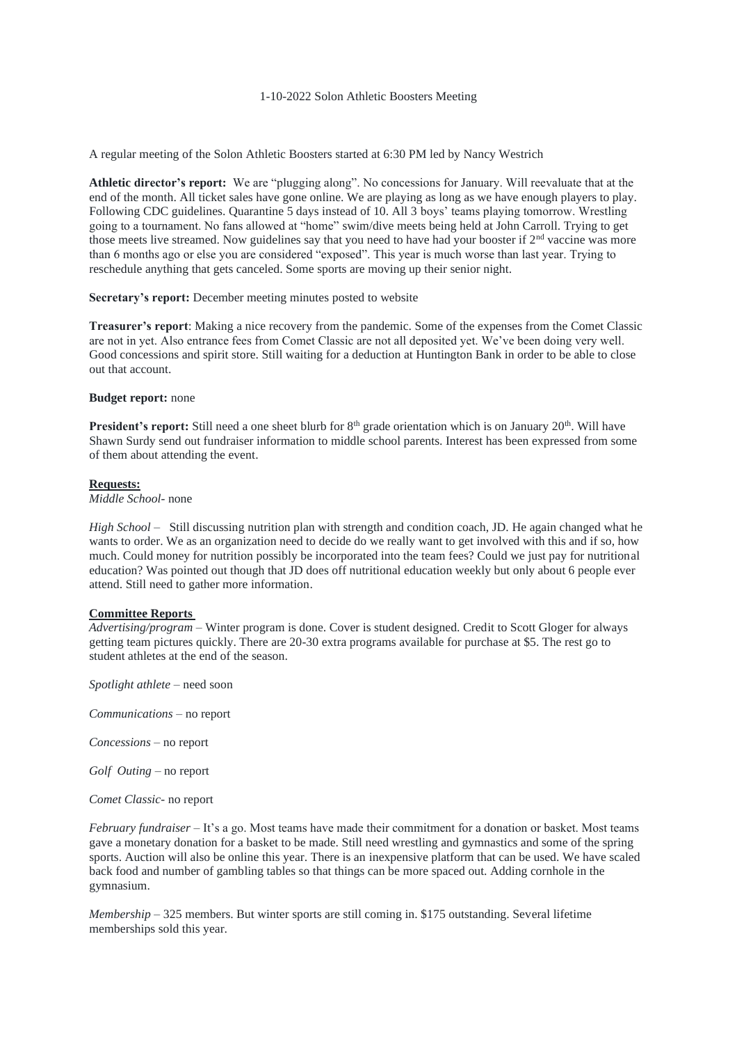1-10-2022 Solon Athletic Boosters Meeting

A regular meeting of the Solon Athletic Boosters started at 6:30 PM led by Nancy Westrich

**Athletic director's report:** We are "plugging along". No concessions for January. Will reevaluate that at the end of the month. All ticket sales have gone online. We are playing as long as we have enough players to play. Following CDC guidelines. Quarantine 5 days instead of 10. All 3 boys' teams playing tomorrow. Wrestling going to a tournament. No fans allowed at "home" swim/dive meets being held at John Carroll. Trying to get those meets live streamed. Now guidelines say that you need to have had your booster if 2nd vaccine was more than 6 months ago or else you are considered "exposed". This year is much worse than last year. Trying to reschedule anything that gets canceled. Some sports are moving up their senior night.

**Secretary's report:** December meeting minutes posted to website

**Treasurer's report**: Making a nice recovery from the pandemic. Some of the expenses from the Comet Classic are not in yet. Also entrance fees from Comet Classic are not all deposited yet. We've been doing very well. Good concessions and spirit store. Still waiting for a deduction at Huntington Bank in order to be able to close out that account.

**Budget report:** none

**President's report:** Still need a one sheet blurb for 8th grade orientation which is on January 20th. Will have Shawn Surdy send out fundraiser information to middle school parents. Interest has been expressed from some of them about attending the event.

**Requests:**

*Middle School*- none

*High School* – Still discussing nutrition plan with strength and condition coach, JD. He again changed what he wants to order. We as an organization need to decide do we really want to get involved with this and if so, how much. Could money for nutrition possibly be incorporated into the team fees? Could we just pay for nutritional education? Was pointed out though that JD does off nutritional education weekly but only about 6 people ever attend. Still need to gather more information.

**Committee Reports**

*Advertising/program* – Winter program is done. Cover is student designed. Credit to Scott Gloger for always getting team pictures quickly. There are 20-30 extra programs available for purchase at $5. The rest go to student athletes at the end of the season.

*Spotlight athlete* – need soon

*Communications* – no report

*Concessions* – no report

*Golf Outing* – no report

*Comet Classic*- no report

*February fundraiser* – It's a go. Most teams have made their commitment for a donation or basket. Most teams gave a monetary donation for a basket to be made. Still need wrestling and gymnastics and some of the spring sports. Auction will also be online this year. There is an inexpensive platform that can be used. We have scaled back food and number of gambling tables so that things can be more spaced out. Adding cornhole in the gymnasium.

*Membership* – 325 members. But winter sports are still coming in. $175 outstanding. Several lifetime memberships sold this year.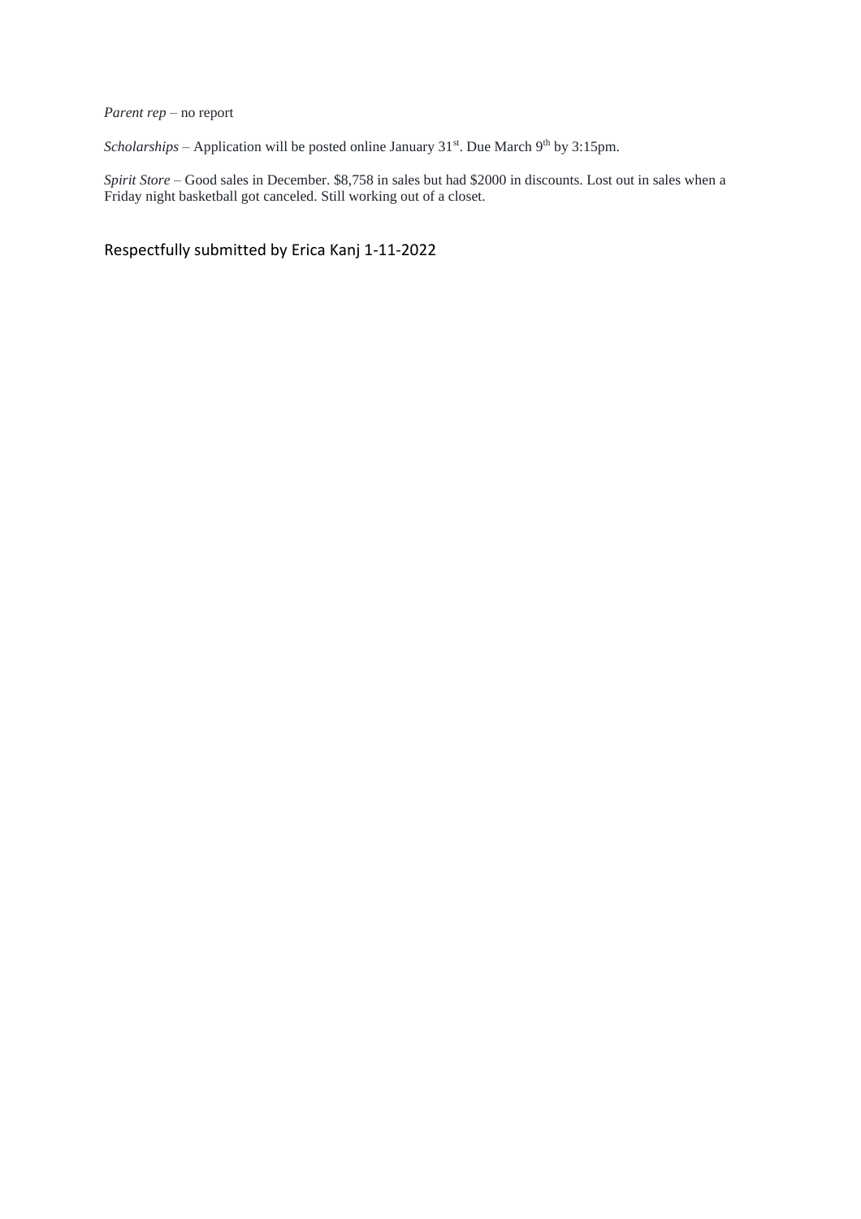*Parent rep* – no report

*Scholarships* – Application will be posted online January 31st. Due March 9th by 3:15pm.

*Spirit Store* – Good sales in December. $8,758 in sales but had $2000 in discounts. Lost out in sales when a Friday night basketball got canceled. Still working out of a closet.

Respectfully submitted by Erica Kanj 1-11-2022